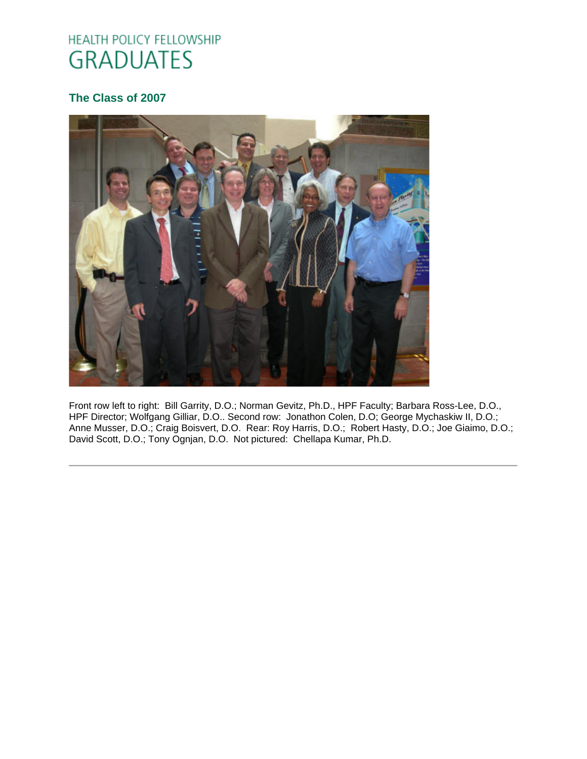# HEALTH POLICY FELLOWSHIP GRADUATES

## The Class of 2007

Front row left to right: Bill Garrity, D.O.; Norman Gevitz, Ph.D., HPF Faculty; Barbara Ross-Lee, D.O., HPF Director; Wolfgang Gilliar, D.O.. Second row: Jonathon Colen, D.O; George Mychaskiw II, D.O.; Anne Musser, D.O.; Craig Boisvert, D.O. Rear: Roy Harris, D.O.; Robert Hasty, D.O.; Joe Giaimo, D.O.; David Scott, D.O.; Tony Ognjan, D.O. Not pictured: Chellapa Kumar, Ph.D.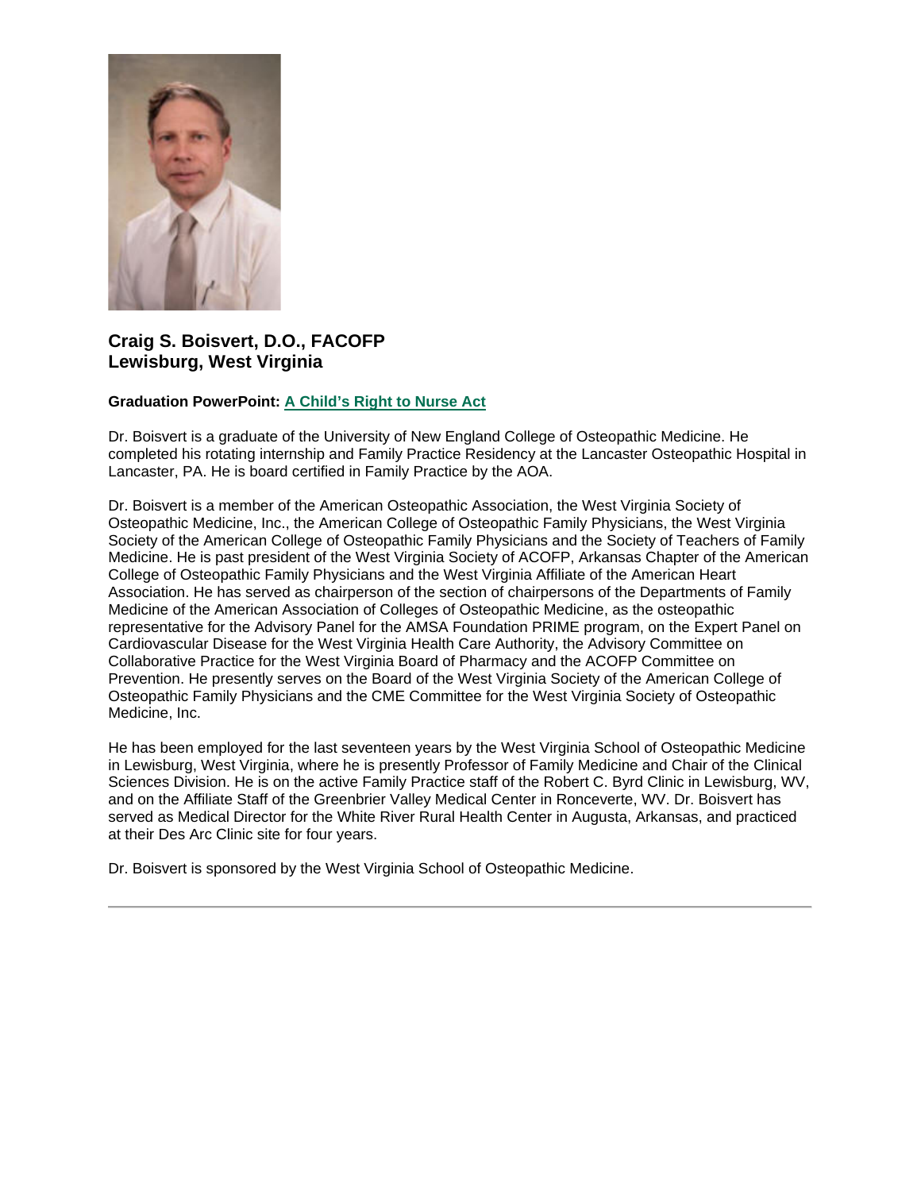**Craig S. Boisvert, D.O., FACOFP**
**Lewisburg, West Virginia**

**Graduation PowerPoint: A Child's Right to Nurse Act**

Dr. Boisvert is a graduate of the University of New England College of Osteopathic Medicine. He completed his rotating internship and Family Practice Residency at the Lancaster Osteopathic Hospital in Lancaster, PA. He is board certified in Family Practice by the AOA.

Dr. Boisvert is a member of the American Osteopathic Association, the West Virginia Society of Osteopathic Medicine, Inc., the American College of Osteopathic Family Physicians, the West Virginia Society of the American College of Osteopathic Family Physicians and the Society of Teachers of Family Medicine. He is past president of the West Virginia Society of ACOFP, Arkansas Chapter of the American College of Osteopathic Family Physicians and the West Virginia Affiliate of the American Heart Association. He has served as chairperson of the section of chairpersons of the Departments of Family Medicine of the American Association of Colleges of Osteopathic Medicine, as the osteopathic representative for the Advisory Panel for the AMSA Foundation PRIME program, on the Expert Panel on Cardiovascular Disease for the West Virginia Health Care Authority, the Advisory Committee on Collaborative Practice for the West Virginia Board of Pharmacy and the ACOFP Committee on Prevention. He presently serves on the Board of the West Virginia Society of the American College of Osteopathic Family Physicians and the CME Committee for the West Virginia Society of Osteopathic Medicine, Inc.

He has been employed for the last seventeen years by the West Virginia School of Osteopathic Medicine in Lewisburg, West Virginia, where he is presently Professor of Family Medicine and Chair of the Clinical Sciences Division. He is on the active Family Practice staff of the Robert C. Byrd Clinic in Lewisburg, WV, and on the Affiliate Staff of the Greenbrier Valley Medical Center in Ronceverte, WV. Dr. Boisvert has served as Medical Director for the White River Rural Health Center in Augusta, Arkansas, and practiced at their Des Arc Clinic site for four years.

Dr. Boisvert is sponsored by the West Virginia School of Osteopathic Medicine.

---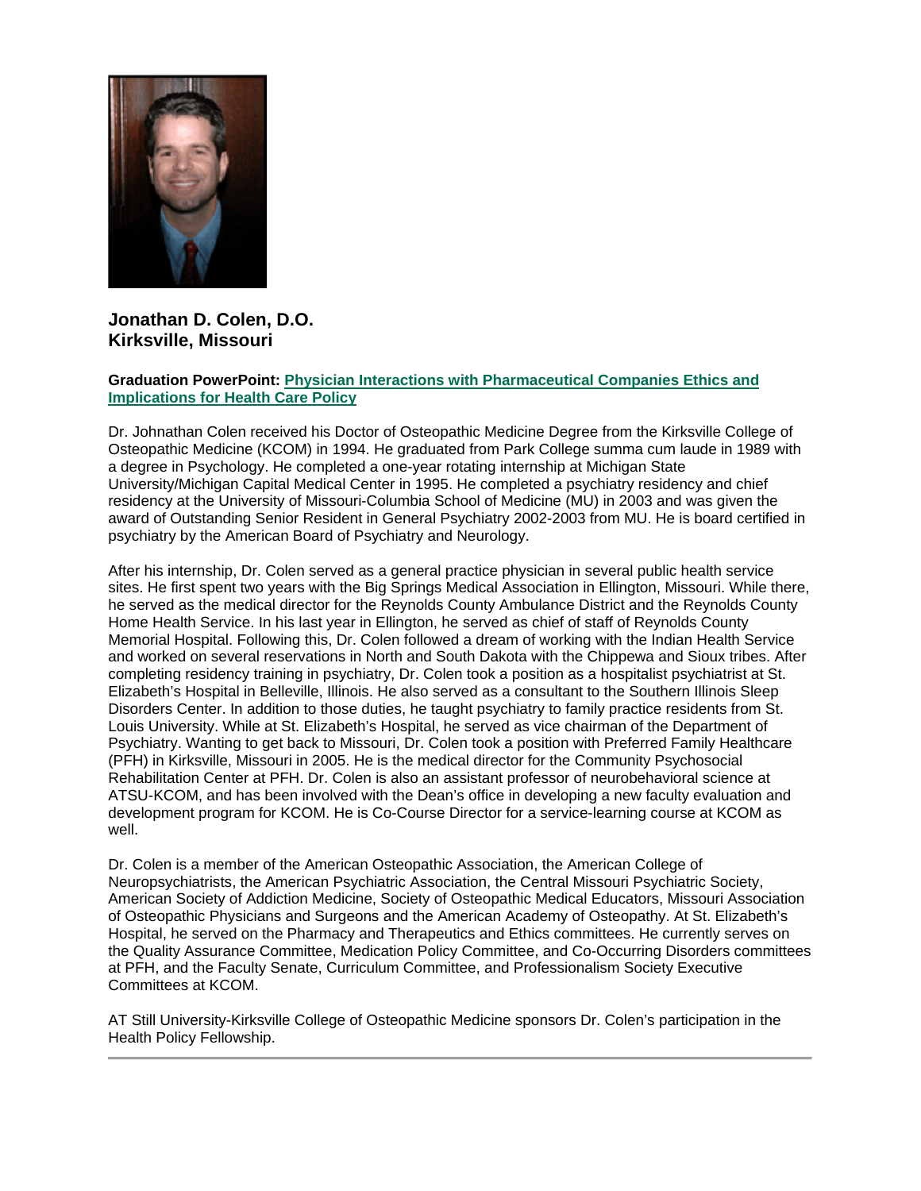**Jonathan D. Colen, D.O.**
**Kirksville, Missouri**

**Graduation PowerPoint: Physician Interactions with Pharmaceutical Companies Ethics and Implications for Health Care Policy**

Dr. Johnathan Colen received his Doctor of Osteopathic Medicine Degree from the Kirksville College of Osteopathic Medicine (KCOM) in 1994. He graduated from Park College summa cum laude in 1989 with a degree in Psychology. He completed a one-year rotating internship at Michigan State University/Michigan Capital Medical Center in 1995. He completed a psychiatry residency and chief residency at the University of Missouri-Columbia School of Medicine (MU) in 2003 and was given the award of Outstanding Senior Resident in General Psychiatry 2002-2003 from MU. He is board certified in psychiatry by the American Board of Psychiatry and Neurology.

After his internship, Dr. Colen served as a general practice physician in several public health service sites. He first spent two years with the Big Springs Medical Association in Ellington, Missouri. While there, he served as the medical director for the Reynolds County Ambulance District and the Reynolds County Home Health Service. In his last year in Ellington, he served as chief of staff of Reynolds County Memorial Hospital. Following this, Dr. Colen followed a dream of working with the Indian Health Service and worked on several reservations in North and South Dakota with the Chippewa and Sioux tribes. After completing residency training in psychiatry, Dr. Colen took a position as a hospitalist psychiatrist at St. Elizabeth's Hospital in Belleville, Illinois. He also served as a consultant to the Southern Illinois Sleep Disorders Center. In addition to those duties, he taught psychiatry to family practice residents from St. Louis University. While at St. Elizabeth's Hospital, he served as vice chairman of the Department of Psychiatry. Wanting to get back to Missouri, Dr. Colen took a position with Preferred Family Healthcare (PFH) in Kirksville, Missouri in 2005. He is the medical director for the Community Psychosocial Rehabilitation Center at PFH. Dr. Colen is also an assistant professor of neurobehavioral science at ATSU-KCOM, and has been involved with the Dean's office in developing a new faculty evaluation and development program for KCOM. He is Co-Course Director for a service-learning course at KCOM as well.

Dr. Colen is a member of the American Osteopathic Association, the American College of Neuropsychiatrists, the American Psychiatric Association, the Central Missouri Psychiatric Society, American Society of Addiction Medicine, Society of Osteopathic Medical Educators, Missouri Association of Osteopathic Physicians and Surgeons and the American Academy of Osteopathy. At St. Elizabeth's Hospital, he served on the Pharmacy and Therapeutics and Ethics committees. He currently serves on the Quality Assurance Committee, Medication Policy Committee, and Co-Occurring Disorders committees at PFH, and the Faculty Senate, Curriculum Committee, and Professionalism Society Executive Committees at KCOM.

AT Still University-Kirksville College of Osteopathic Medicine sponsors Dr. Colen's participation in the Health Policy Fellowship.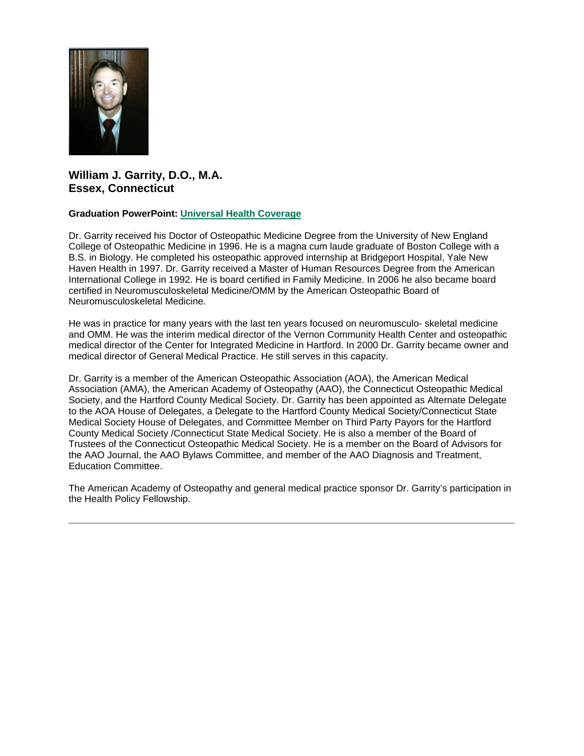### William J. Garrity, D.O., M.A.
### Essex, Connecticut

**Graduation PowerPoint:** **Universal Health Coverage**

Dr. Garrity received his Doctor of Osteopathic Medicine Degree from the University of New England College of Osteopathic Medicine in 1996. He is a magna cum laude graduate of Boston College with a B.S. in Biology. He completed his osteopathic approved internship at Bridgeport Hospital, Yale New Haven Health in 1997. Dr. Garrity received a Master of Human Resources Degree from the American International College in 1992. He is board certified in Family Medicine. In 2006 he also became board certified in Neuromusculoskeletal Medicine/OMM by the American Osteopathic Board of Neuromusculoskeletal Medicine.

He was in practice for many years with the last ten years focused on neuromusculo- skeletal medicine and OMM. He was the interim medical director of the Vernon Community Health Center and osteopathic medical director of the Center for Integrated Medicine in Hartford. In 2000 Dr. Garrity became owner and medical director of General Medical Practice. He still serves in this capacity.

Dr. Garrity is a member of the American Osteopathic Association (AOA), the American Medical Association (AMA), the American Academy of Osteopathy (AAO), the Connecticut Osteopathic Medical Society, and the Hartford County Medical Society. Dr. Garrity has been appointed as Alternate Delegate to the AOA House of Delegates, a Delegate to the Hartford County Medical Society/Connecticut State Medical Society House of Delegates, and Committee Member on Third Party Payors for the Hartford County Medical Society /Connecticut State Medical Society. He is also a member of the Board of Trustees of the Connecticut Osteopathic Medical Society. He is a member on the Board of Advisors for the AAO Journal, the AAO Bylaws Committee, and member of the AAO Diagnosis and Treatment, Education Committee.

The American Academy of Osteopathy and general medical practice sponsor Dr. Garrity's participation in the Health Policy Fellowship.

---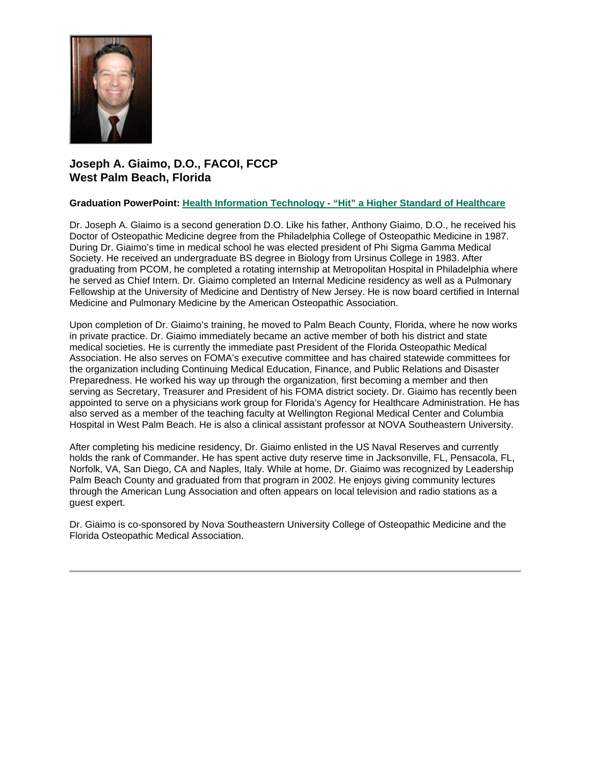**Joseph A. Giaimo, D.O., FACOI, FCCP**
**West Palm Beach, Florida**

**Graduation PowerPoint:** Health Information Technology - "Hit" a Higher Standard of Healthcare

Dr. Joseph A. Giaimo is a second generation D.O. Like his father, Anthony Giaimo, D.O., he received his Doctor of Osteopathic Medicine degree from the Philadelphia College of Osteopathic Medicine in 1987. During Dr. Giaimo's time in medical school he was elected president of Phi Sigma Gamma Medical Society. He received an undergraduate BS degree in Biology from Ursinus College in 1983. After graduating from PCOM, he completed a rotating internship at Metropolitan Hospital in Philadelphia where he served as Chief Intern. Dr. Giaimo completed an Internal Medicine residency as well as a Pulmonary Fellowship at the University of Medicine and Dentistry of New Jersey. He is now board certified in Internal Medicine and Pulmonary Medicine by the American Osteopathic Association.

Upon completion of Dr. Giaimo's training, he moved to Palm Beach County, Florida, where he now works in private practice. Dr. Giaimo immediately became an active member of both his district and state medical societies. He is currently the immediate past President of the Florida Osteopathic Medical Association. He also serves on FOMA's executive committee and has chaired statewide committees for the organization including Continuing Medical Education, Finance, and Public Relations and Disaster Preparedness. He worked his way up through the organization, first becoming a member and then serving as Secretary, Treasurer and President of his FOMA district society. Dr. Giaimo has recently been appointed to serve on a physicians work group for Florida's Agency for Healthcare Administration. He has also served as a member of the teaching faculty at Wellington Regional Medical Center and Columbia Hospital in West Palm Beach. He is also a clinical assistant professor at NOVA Southeastern University.

After completing his medicine residency, Dr. Giaimo enlisted in the US Naval Reserves and currently holds the rank of Commander. He has spent active duty reserve time in Jacksonville, FL, Pensacola, FL, Norfolk, VA, San Diego, CA and Naples, Italy. While at home, Dr. Giaimo was recognized by Leadership Palm Beach County and graduated from that program in 2002. He enjoys giving community lectures through the American Lung Association and often appears on local television and radio stations as a guest expert.

Dr. Giaimo is co-sponsored by Nova Southeastern University College of Osteopathic Medicine and the Florida Osteopathic Medical Association.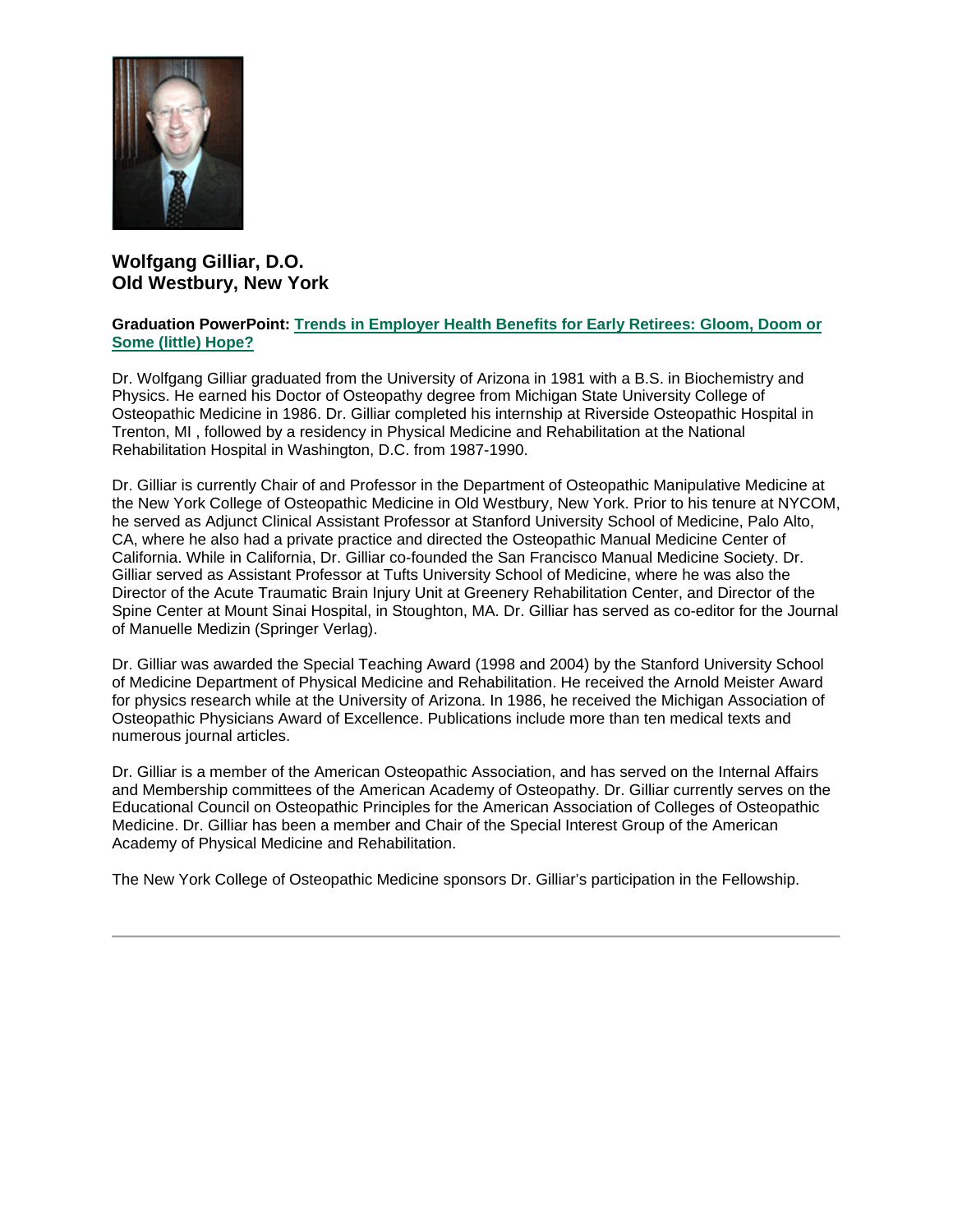**Wolfgang Gilliar, D.O.**
**Old Westbury, New York**

**Graduation PowerPoint: Trends in Employer Health Benefits for Early Retirees: Gloom, Doom or Some (little) Hope?**

Dr. Wolfgang Gilliar graduated from the University of Arizona in 1981 with a B.S. in Biochemistry and Physics. He earned his Doctor of Osteopathy degree from Michigan State University College of Osteopathic Medicine in 1986. Dr. Gilliar completed his internship at Riverside Osteopathic Hospital in Trenton, MI , followed by a residency in Physical Medicine and Rehabilitation at the National Rehabilitation Hospital in Washington, D.C. from 1987-1990.

Dr. Gilliar is currently Chair of and Professor in the Department of Osteopathic Manipulative Medicine at the New York College of Osteopathic Medicine in Old Westbury, New York. Prior to his tenure at NYCOM, he served as Adjunct Clinical Assistant Professor at Stanford University School of Medicine, Palo Alto, CA, where he also had a private practice and directed the Osteopathic Manual Medicine Center of California. While in California, Dr. Gilliar co-founded the San Francisco Manual Medicine Society. Dr. Gilliar served as Assistant Professor at Tufts University School of Medicine, where he was also the Director of the Acute Traumatic Brain Injury Unit at Greenery Rehabilitation Center, and Director of the Spine Center at Mount Sinai Hospital, in Stoughton, MA. Dr. Gilliar has served as co-editor for the Journal of Manuelle Medizin (Springer Verlag).

Dr. Gilliar was awarded the Special Teaching Award (1998 and 2004) by the Stanford University School of Medicine Department of Physical Medicine and Rehabilitation. He received the Arnold Meister Award for physics research while at the University of Arizona. In 1986, he received the Michigan Association of Osteopathic Physicians Award of Excellence. Publications include more than ten medical texts and numerous journal articles.

Dr. Gilliar is a member of the American Osteopathic Association, and has served on the Internal Affairs and Membership committees of the American Academy of Osteopathy. Dr. Gilliar currently serves on the Educational Council on Osteopathic Principles for the American Association of Colleges of Osteopathic Medicine. Dr. Gilliar has been a member and Chair of the Special Interest Group of the American Academy of Physical Medicine and Rehabilitation.

The New York College of Osteopathic Medicine sponsors Dr. Gilliar's participation in the Fellowship.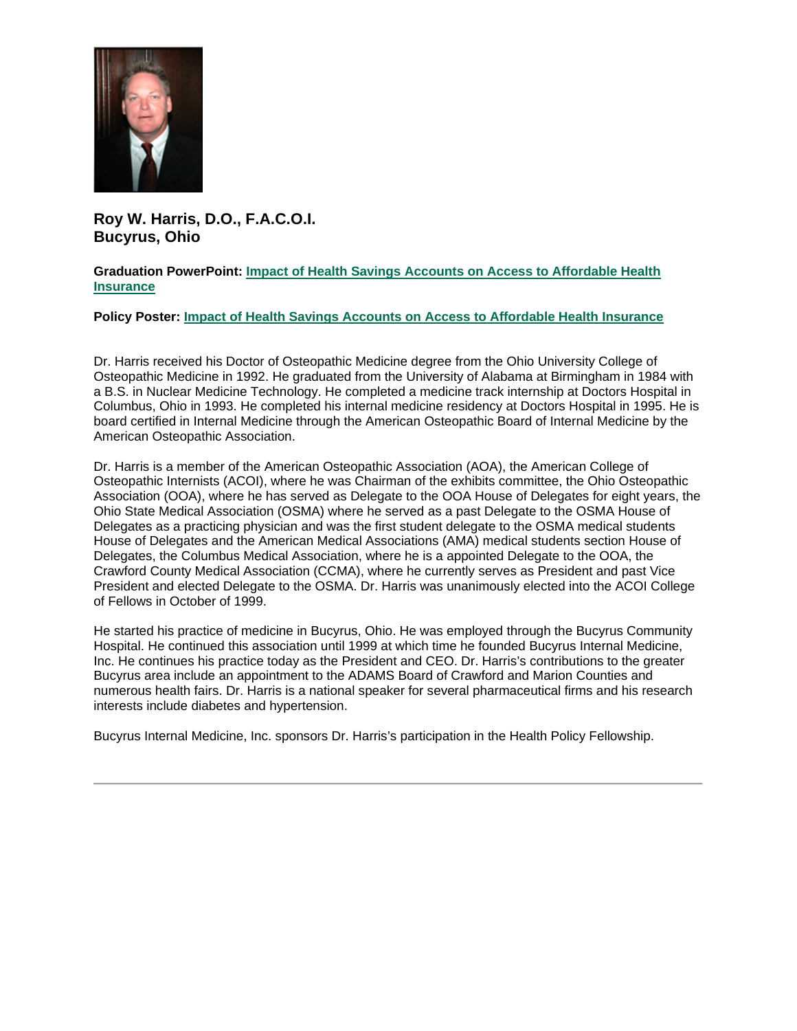**Roy W. Harris, D.O., F.A.C.O.I.**
**Bucyrus, Ohio**

**Graduation PowerPoint:** **Impact of Health Savings Accounts on Access to Affordable Health Insurance**

**Policy Poster:** **Impact of Health Savings Accounts on Access to Affordable Health Insurance**

Dr. Harris received his Doctor of Osteopathic Medicine degree from the Ohio University College of Osteopathic Medicine in 1992. He graduated from the University of Alabama at Birmingham in 1984 with a B.S. in Nuclear Medicine Technology. He completed a medicine track internship at Doctors Hospital in Columbus, Ohio in 1993. He completed his internal medicine residency at Doctors Hospital in 1995. He is board certified in Internal Medicine through the American Osteopathic Board of Internal Medicine by the American Osteopathic Association.

Dr. Harris is a member of the American Osteopathic Association (AOA), the American College of Osteopathic Internists (ACOI), where he was Chairman of the exhibits committee, the Ohio Osteopathic Association (OOA), where he has served as Delegate to the OOA House of Delegates for eight years, the Ohio State Medical Association (OSMA) where he served as a past Delegate to the OSMA House of Delegates as a practicing physician and was the first student delegate to the OSMA medical students House of Delegates and the American Medical Associations (AMA) medical students section House of Delegates, the Columbus Medical Association, where he is a appointed Delegate to the OOA, the Crawford County Medical Association (CCMA), where he currently serves as President and past Vice President and elected Delegate to the OSMA. Dr. Harris was unanimously elected into the ACOI College of Fellows in October of 1999.

He started his practice of medicine in Bucyrus, Ohio. He was employed through the Bucyrus Community Hospital. He continued this association until 1999 at which time he founded Bucyrus Internal Medicine, Inc. He continues his practice today as the President and CEO. Dr. Harris's contributions to the greater Bucyrus area include an appointment to the ADAMS Board of Crawford and Marion Counties and numerous health fairs. Dr. Harris is a national speaker for several pharmaceutical firms and his research interests include diabetes and hypertension.

Bucyrus Internal Medicine, Inc. sponsors Dr. Harris's participation in the Health Policy Fellowship.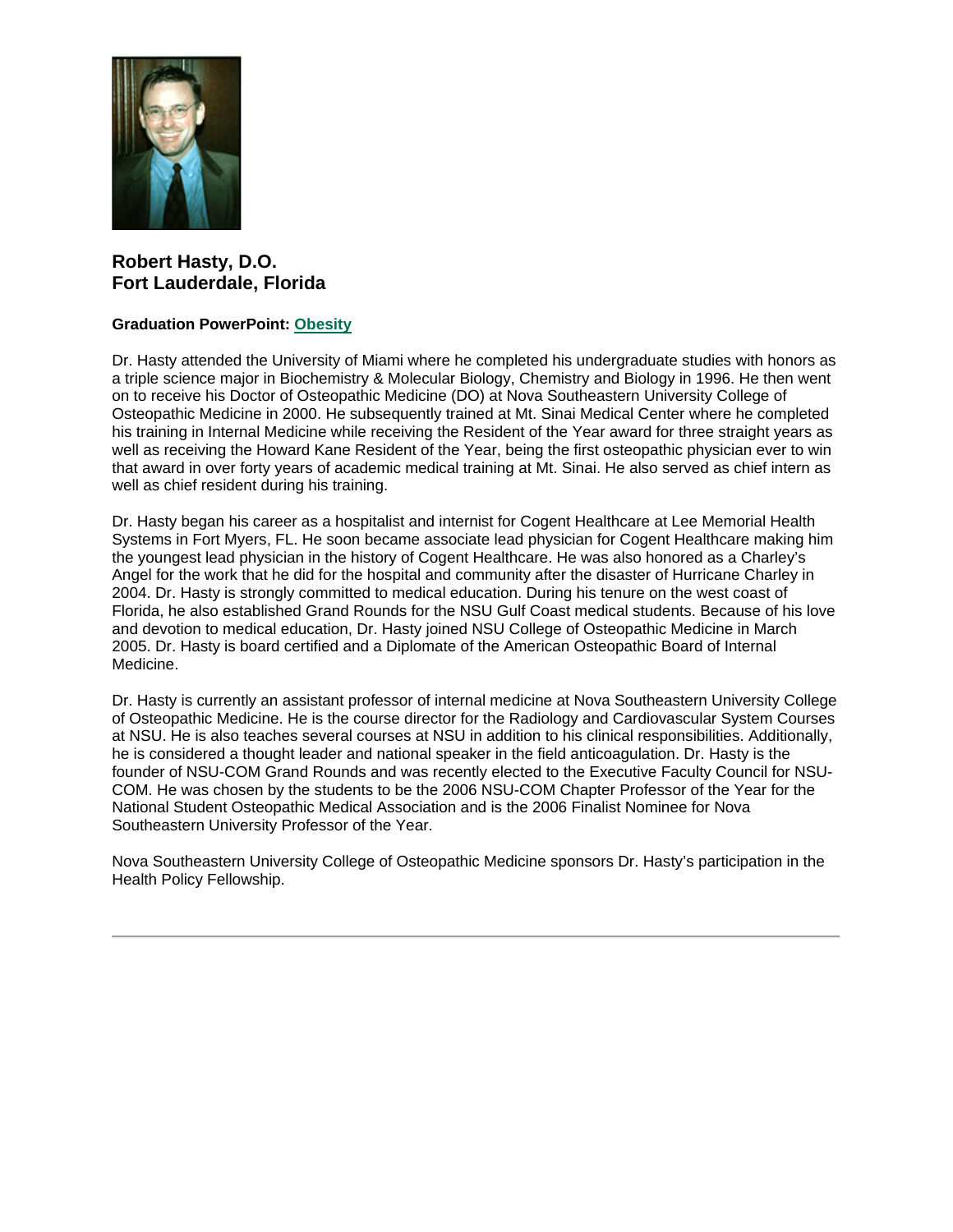**Robert Hasty, D.O.**
**Fort Lauderdale, Florida**

**Graduation PowerPoint: Obesity**

Dr. Hasty attended the University of Miami where he completed his undergraduate studies with honors as a triple science major in Biochemistry & Molecular Biology, Chemistry and Biology in 1996. He then went on to receive his Doctor of Osteopathic Medicine (DO) at Nova Southeastern University College of Osteopathic Medicine in 2000. He subsequently trained at Mt. Sinai Medical Center where he completed his training in Internal Medicine while receiving the Resident of the Year award for three straight years as well as receiving the Howard Kane Resident of the Year, being the first osteopathic physician ever to win that award in over forty years of academic medical training at Mt. Sinai. He also served as chief intern as well as chief resident during his training.

Dr. Hasty began his career as a hospitalist and internist for Cogent Healthcare at Lee Memorial Health Systems in Fort Myers, FL. He soon became associate lead physician for Cogent Healthcare making him the youngest lead physician in the history of Cogent Healthcare. He was also honored as a Charley's Angel for the work that he did for the hospital and community after the disaster of Hurricane Charley in 2004. Dr. Hasty is strongly committed to medical education. During his tenure on the west coast of Florida, he also established Grand Rounds for the NSU Gulf Coast medical students. Because of his love and devotion to medical education, Dr. Hasty joined NSU College of Osteopathic Medicine in March 2005. Dr. Hasty is board certified and a Diplomate of the American Osteopathic Board of Internal Medicine.

Dr. Hasty is currently an assistant professor of internal medicine at Nova Southeastern University College of Osteopathic Medicine. He is the course director for the Radiology and Cardiovascular System Courses at NSU. He is also teaches several courses at NSU in addition to his clinical responsibilities. Additionally, he is considered a thought leader and national speaker in the field anticoagulation. Dr. Hasty is the founder of NSU-COM Grand Rounds and was recently elected to the Executive Faculty Council for NSU-COM. He was chosen by the students to be the 2006 NSU-COM Chapter Professor of the Year for the National Student Osteopathic Medical Association and is the 2006 Finalist Nominee for Nova Southeastern University Professor of the Year.

Nova Southeastern University College of Osteopathic Medicine sponsors Dr. Hasty's participation in the Health Policy Fellowship.

---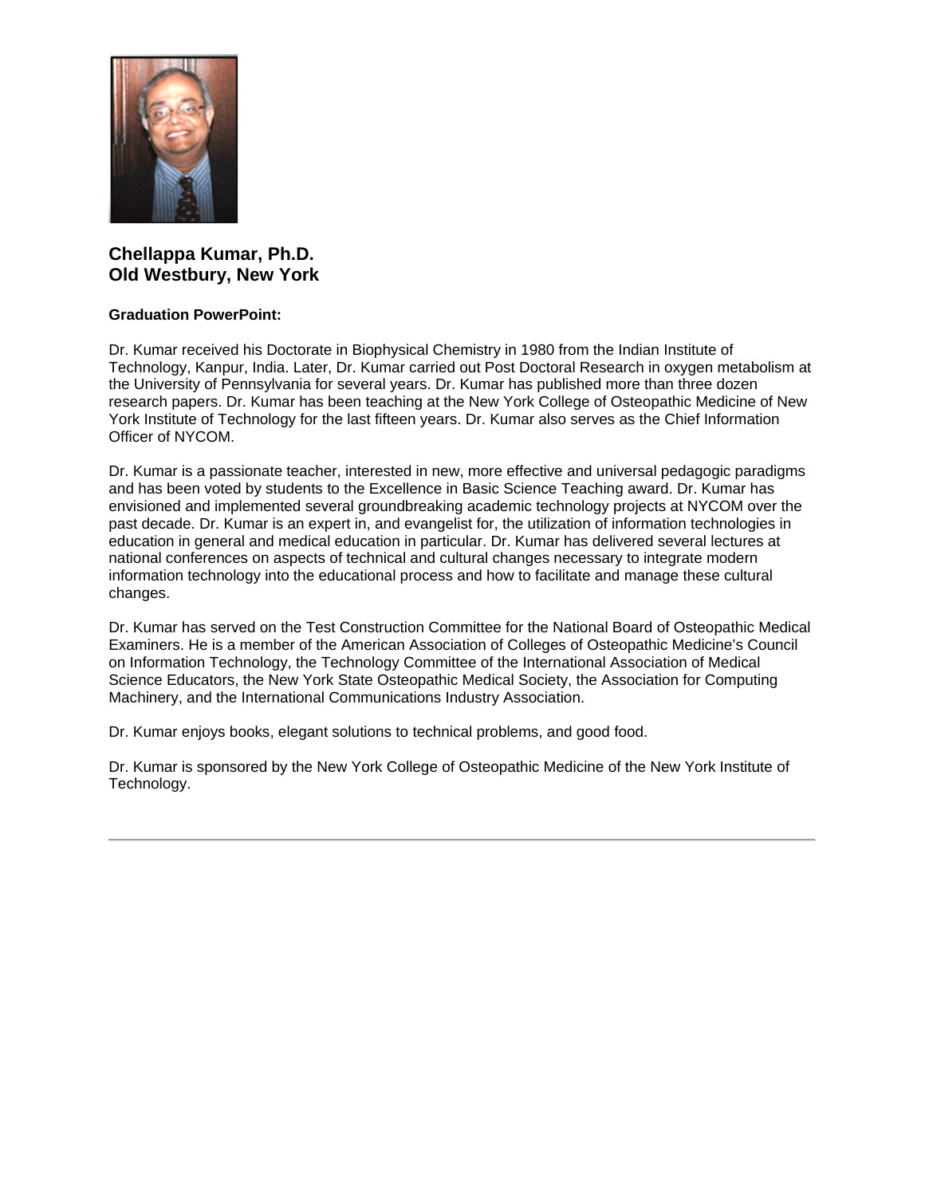## Chellappa Kumar, Ph.D.
## Old Westbury, New York

**Graduation PowerPoint:**

Dr. Kumar received his Doctorate in Biophysical Chemistry in 1980 from the Indian Institute of Technology, Kanpur, India. Later, Dr. Kumar carried out Post Doctoral Research in oxygen metabolism at the University of Pennsylvania for several years. Dr. Kumar has published more than three dozen research papers. Dr. Kumar has been teaching at the New York College of Osteopathic Medicine of New York Institute of Technology for the last fifteen years. Dr. Kumar also serves as the Chief Information Officer of NYCOM.

Dr. Kumar is a passionate teacher, interested in new, more effective and universal pedagogic paradigms and has been voted by students to the Excellence in Basic Science Teaching award. Dr. Kumar has envisioned and implemented several groundbreaking academic technology projects at NYCOM over the past decade. Dr. Kumar is an expert in, and evangelist for, the utilization of information technologies in education in general and medical education in particular. Dr. Kumar has delivered several lectures at national conferences on aspects of technical and cultural changes necessary to integrate modern information technology into the educational process and how to facilitate and manage these cultural changes.

Dr. Kumar has served on the Test Construction Committee for the National Board of Osteopathic Medical Examiners. He is a member of the American Association of Colleges of Osteopathic Medicine's Council on Information Technology, the Technology Committee of the International Association of Medical Science Educators, the New York State Osteopathic Medical Society, the Association for Computing Machinery, and the International Communications Industry Association.

Dr. Kumar enjoys books, elegant solutions to technical problems, and good food.

Dr. Kumar is sponsored by the New York College of Osteopathic Medicine of the New York Institute of Technology.

---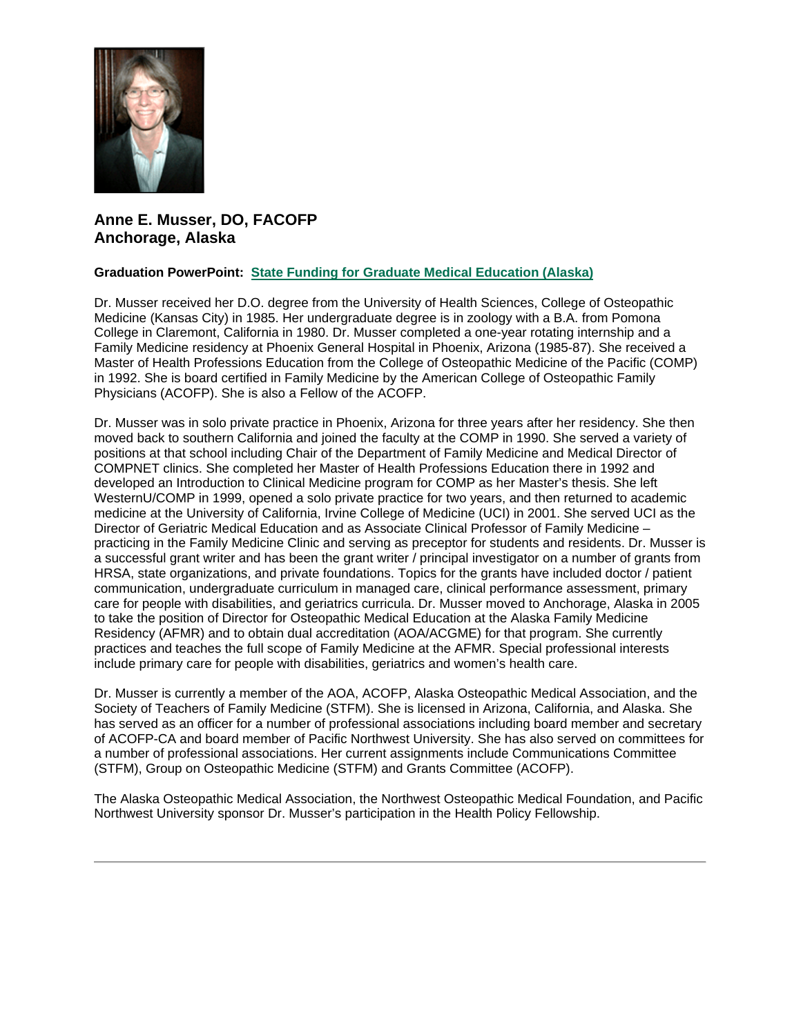## Anne E. Musser, DO, FACOFP
## Anchorage, Alaska

**Graduation PowerPoint: State Funding for Graduate Medical Education (Alaska)**

Dr. Musser received her D.O. degree from the University of Health Sciences, College of Osteopathic Medicine (Kansas City) in 1985. Her undergraduate degree is in zoology with a B.A. from Pomona College in Claremont, California in 1980. Dr. Musser completed a one-year rotating internship and a Family Medicine residency at Phoenix General Hospital in Phoenix, Arizona (1985-87). She received a Master of Health Professions Education from the College of Osteopathic Medicine of the Pacific (COMP) in 1992. She is board certified in Family Medicine by the American College of Osteopathic Family Physicians (ACOFP). She is also a Fellow of the ACOFP.

Dr. Musser was in solo private practice in Phoenix, Arizona for three years after her residency. She then moved back to southern California and joined the faculty at the COMP in 1990. She served a variety of positions at that school including Chair of the Department of Family Medicine and Medical Director of COMPNET clinics. She completed her Master of Health Professions Education there in 1992 and developed an Introduction to Clinical Medicine program for COMP as her Master's thesis. She left WesternU/COMP in 1999, opened a solo private practice for two years, and then returned to academic medicine at the University of California, Irvine College of Medicine (UCI) in 2001. She served UCI as the Director of Geriatric Medical Education and as Associate Clinical Professor of Family Medicine – practicing in the Family Medicine Clinic and serving as preceptor for students and residents. Dr. Musser is a successful grant writer and has been the grant writer / principal investigator on a number of grants from HRSA, state organizations, and private foundations. Topics for the grants have included doctor / patient communication, undergraduate curriculum in managed care, clinical performance assessment, primary care for people with disabilities, and geriatrics curricula. Dr. Musser moved to Anchorage, Alaska in 2005 to take the position of Director for Osteopathic Medical Education at the Alaska Family Medicine Residency (AFMR) and to obtain dual accreditation (AOA/ACGME) for that program. She currently practices and teaches the full scope of Family Medicine at the AFMR. Special professional interests include primary care for people with disabilities, geriatrics and women's health care.

Dr. Musser is currently a member of the AOA, ACOFP, Alaska Osteopathic Medical Association, and the Society of Teachers of Family Medicine (STFM). She is licensed in Arizona, California, and Alaska. She has served as an officer for a number of professional associations including board member and secretary of ACOFP-CA and board member of Pacific Northwest University. She has also served on committees for a number of professional associations. Her current assignments include Communications Committee (STFM), Group on Osteopathic Medicine (STFM) and Grants Committee (ACOFP).

The Alaska Osteopathic Medical Association, the Northwest Osteopathic Medical Foundation, and Pacific Northwest University sponsor Dr. Musser's participation in the Health Policy Fellowship.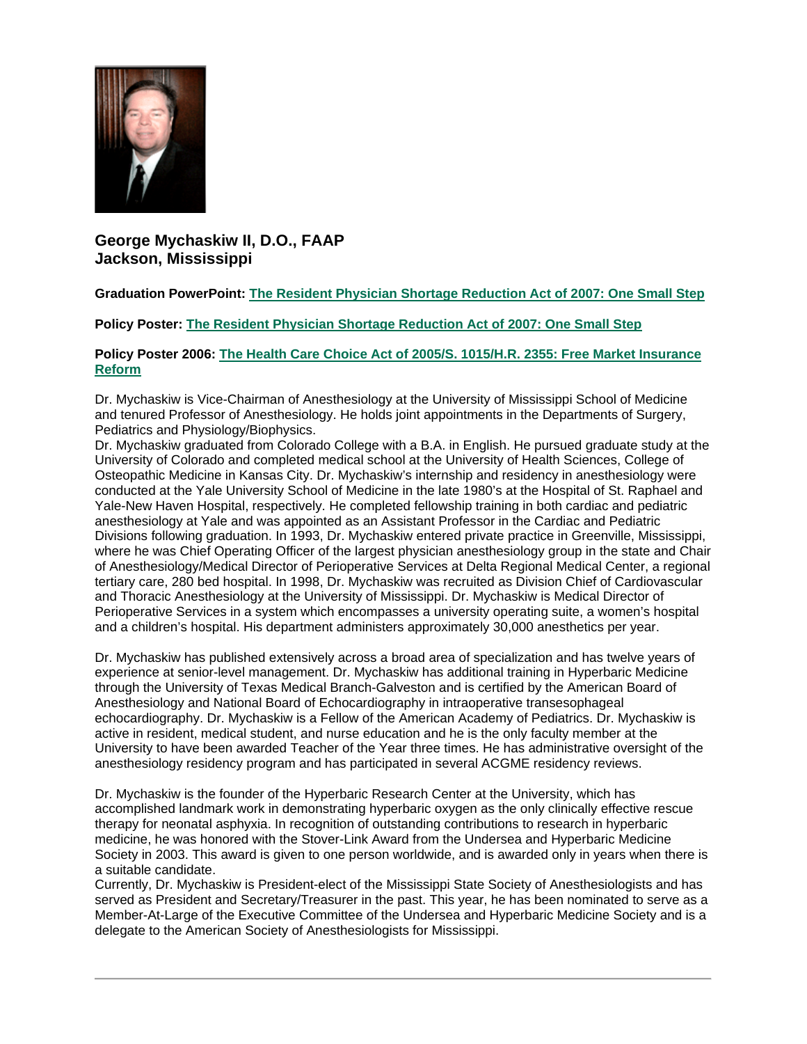## George Mychaskiw II, D.O., FAAP
## Jackson, Mississippi

**Graduation PowerPoint: The Resident Physician Shortage Reduction Act of 2007: One Small Step**

**Policy Poster: The Resident Physician Shortage Reduction Act of 2007: One Small Step**

**Policy Poster 2006: The Health Care Choice Act of 2005/S. 1015/H.R. 2355: Free Market Insurance Reform**

Dr. Mychaskiw is Vice-Chairman of Anesthesiology at the University of Mississippi School of Medicine and tenured Professor of Anesthesiology. He holds joint appointments in the Departments of Surgery, Pediatrics and Physiology/Biophysics.
Dr. Mychaskiw graduated from Colorado College with a B.A. in English. He pursued graduate study at the University of Colorado and completed medical school at the University of Health Sciences, College of Osteopathic Medicine in Kansas City. Dr. Mychaskiw's internship and residency in anesthesiology were conducted at the Yale University School of Medicine in the late 1980's at the Hospital of St. Raphael and Yale-New Haven Hospital, respectively. He completed fellowship training in both cardiac and pediatric anesthesiology at Yale and was appointed as an Assistant Professor in the Cardiac and Pediatric Divisions following graduation. In 1993, Dr. Mychaskiw entered private practice in Greenville, Mississippi, where he was Chief Operating Officer of the largest physician anesthesiology group in the state and Chair of Anesthesiology/Medical Director of Perioperative Services at Delta Regional Medical Center, a regional tertiary care, 280 bed hospital. In 1998, Dr. Mychaskiw was recruited as Division Chief of Cardiovascular and Thoracic Anesthesiology at the University of Mississippi. Dr. Mychaskiw is Medical Director of Perioperative Services in a system which encompasses a university operating suite, a women's hospital and a children's hospital. His department administers approximately 30,000 anesthetics per year.

Dr. Mychaskiw has published extensively across a broad area of specialization and has twelve years of experience at senior-level management. Dr. Mychaskiw has additional training in Hyperbaric Medicine through the University of Texas Medical Branch-Galveston and is certified by the American Board of Anesthesiology and National Board of Echocardiography in intraoperative transesophageal echocardiography. Dr. Mychaskiw is a Fellow of the American Academy of Pediatrics. Dr. Mychaskiw is active in resident, medical student, and nurse education and he is the only faculty member at the University to have been awarded Teacher of the Year three times. He has administrative oversight of the anesthesiology residency program and has participated in several ACGME residency reviews.

Dr. Mychaskiw is the founder of the Hyperbaric Research Center at the University, which has accomplished landmark work in demonstrating hyperbaric oxygen as the only clinically effective rescue therapy for neonatal asphyxia. In recognition of outstanding contributions to research in hyperbaric medicine, he was honored with the Stover-Link Award from the Undersea and Hyperbaric Medicine Society in 2003. This award is given to one person worldwide, and is awarded only in years when there is a suitable candidate.
Currently, Dr. Mychaskiw is President-elect of the Mississippi State Society of Anesthesiologists and has served as President and Secretary/Treasurer in the past. This year, he has been nominated to serve as a Member-At-Large of the Executive Committee of the Undersea and Hyperbaric Medicine Society and is a delegate to the American Society of Anesthesiologists for Mississippi.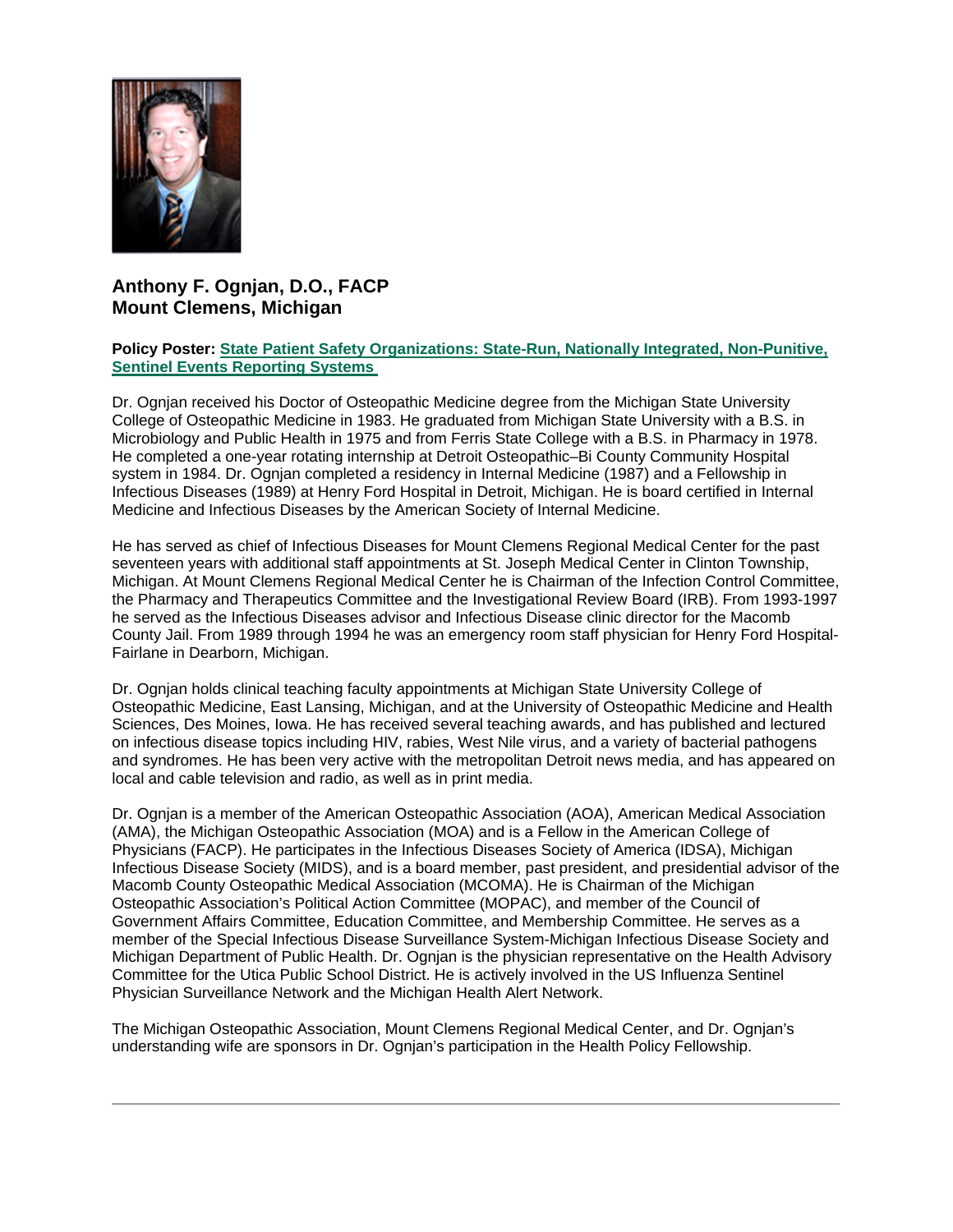**Anthony F. Ognjan, D.O., FACP**
**Mount Clemens, Michigan**

**Policy Poster: State Patient Safety Organizations: State-Run, Nationally Integrated, Non-Punitive, Sentinel Events Reporting Systems**

Dr. Ognjan received his Doctor of Osteopathic Medicine degree from the Michigan State University College of Osteopathic Medicine in 1983. He graduated from Michigan State University with a B.S. in Microbiology and Public Health in 1975 and from Ferris State College with a B.S. in Pharmacy in 1978. He completed a one-year rotating internship at Detroit Osteopathic–Bi County Community Hospital system in 1984. Dr. Ognjan completed a residency in Internal Medicine (1987) and a Fellowship in Infectious Diseases (1989) at Henry Ford Hospital in Detroit, Michigan. He is board certified in Internal Medicine and Infectious Diseases by the American Society of Internal Medicine.

He has served as chief of Infectious Diseases for Mount Clemens Regional Medical Center for the past seventeen years with additional staff appointments at St. Joseph Medical Center in Clinton Township, Michigan. At Mount Clemens Regional Medical Center he is Chairman of the Infection Control Committee, the Pharmacy and Therapeutics Committee and the Investigational Review Board (IRB). From 1993-1997 he served as the Infectious Diseases advisor and Infectious Disease clinic director for the Macomb County Jail. From 1989 through 1994 he was an emergency room staff physician for Henry Ford Hospital-Fairlane in Dearborn, Michigan.

Dr. Ognjan holds clinical teaching faculty appointments at Michigan State University College of Osteopathic Medicine, East Lansing, Michigan, and at the University of Osteopathic Medicine and Health Sciences, Des Moines, Iowa. He has received several teaching awards, and has published and lectured on infectious disease topics including HIV, rabies, West Nile virus, and a variety of bacterial pathogens and syndromes. He has been very active with the metropolitan Detroit news media, and has appeared on local and cable television and radio, as well as in print media.

Dr. Ognjan is a member of the American Osteopathic Association (AOA), American Medical Association (AMA), the Michigan Osteopathic Association (MOA) and is a Fellow in the American College of Physicians (FACP). He participates in the Infectious Diseases Society of America (IDSA), Michigan Infectious Disease Society (MIDS), and is a board member, past president, and presidential advisor of the Macomb County Osteopathic Medical Association (MCOMA). He is Chairman of the Michigan Osteopathic Association's Political Action Committee (MOPAC), and member of the Council of Government Affairs Committee, Education Committee, and Membership Committee. He serves as a member of the Special Infectious Disease Surveillance System-Michigan Infectious Disease Society and Michigan Department of Public Health. Dr. Ognjan is the physician representative on the Health Advisory Committee for the Utica Public School District. He is actively involved in the US Influenza Sentinel Physician Surveillance Network and the Michigan Health Alert Network.

The Michigan Osteopathic Association, Mount Clemens Regional Medical Center, and Dr. Ognjan's understanding wife are sponsors in Dr. Ognjan's participation in the Health Policy Fellowship.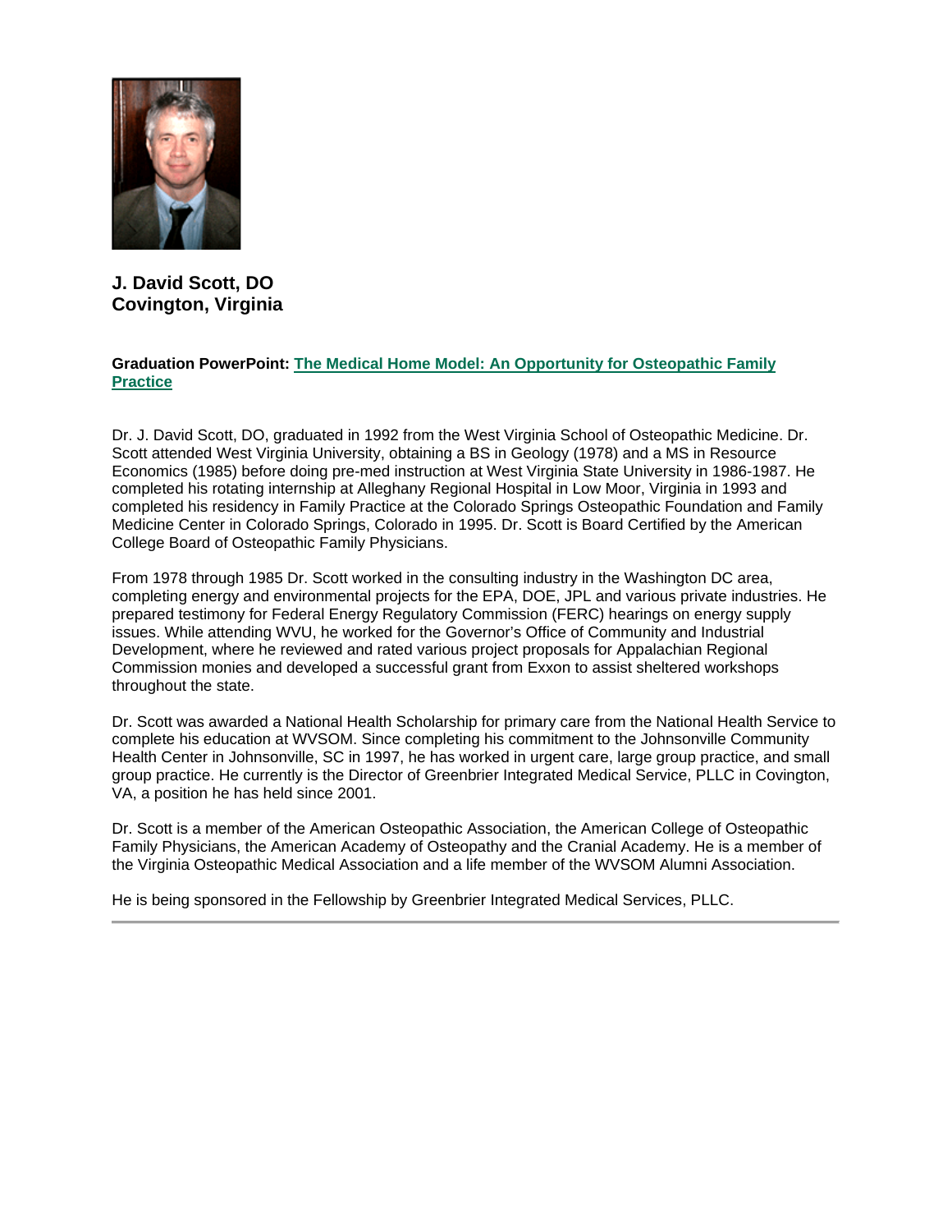**J. David Scott, DO**
**Covington, Virginia**

**Graduation PowerPoint: The Medical Home Model: An Opportunity for Osteopathic Family Practice**

Dr. J. David Scott, DO, graduated in 1992 from the West Virginia School of Osteopathic Medicine. Dr. Scott attended West Virginia University, obtaining a BS in Geology (1978) and a MS in Resource Economics (1985) before doing pre-med instruction at West Virginia State University in 1986-1987. He completed his rotating internship at Alleghany Regional Hospital in Low Moor, Virginia in 1993 and completed his residency in Family Practice at the Colorado Springs Osteopathic Foundation and Family Medicine Center in Colorado Springs, Colorado in 1995. Dr. Scott is Board Certified by the American College Board of Osteopathic Family Physicians.

From 1978 through 1985 Dr. Scott worked in the consulting industry in the Washington DC area, completing energy and environmental projects for the EPA, DOE, JPL and various private industries. He prepared testimony for Federal Energy Regulatory Commission (FERC) hearings on energy supply issues. While attending WVU, he worked for the Governor's Office of Community and Industrial Development, where he reviewed and rated various project proposals for Appalachian Regional Commission monies and developed a successful grant from Exxon to assist sheltered workshops throughout the state.

Dr. Scott was awarded a National Health Scholarship for primary care from the National Health Service to complete his education at WVSOM. Since completing his commitment to the Johnsonville Community Health Center in Johnsonville, SC in 1997, he has worked in urgent care, large group practice, and small group practice. He currently is the Director of Greenbrier Integrated Medical Service, PLLC in Covington, VA, a position he has held since 2001.

Dr. Scott is a member of the American Osteopathic Association, the American College of Osteopathic Family Physicians, the American Academy of Osteopathy and the Cranial Academy. He is a member of the Virginia Osteopathic Medical Association and a life member of the WVSOM Alumni Association.

He is being sponsored in the Fellowship by Greenbrier Integrated Medical Services, PLLC.